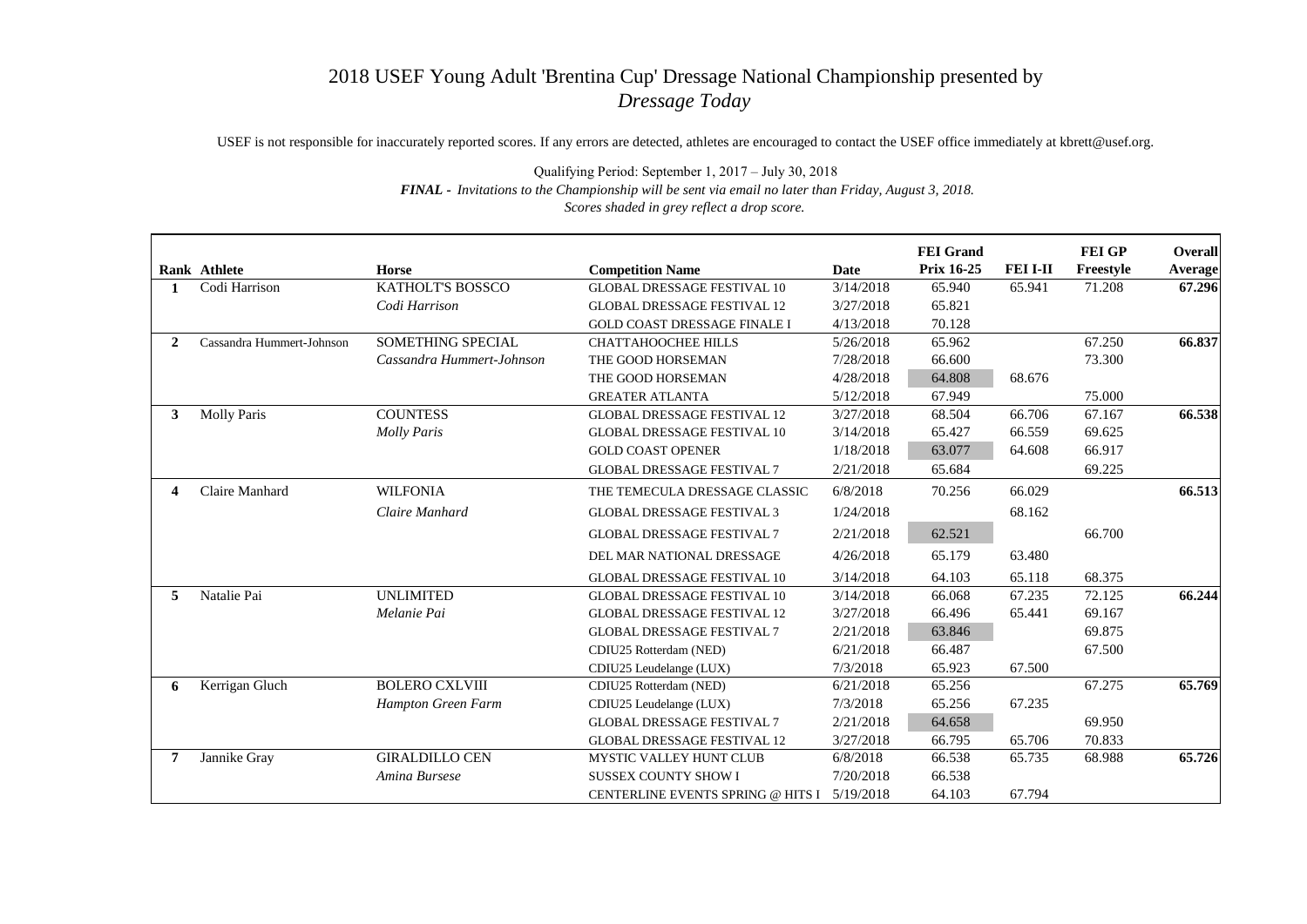# 2018 USEF Young Adult 'Brentina Cup' Dressage National Championship presented by *Dressage Today*

USEF is not responsible for inaccurately reported scores. If any errors are detected, athletes are encouraged to contact the USEF office immediately at kbrett@usef.org.

Qualifying Period: September 1, 2017 – July 30, 2018

***FINAL** - Invitations to the Championship will be sent via email no later than Friday, August 3, 2018.*

*Scores shaded in grey reflect a drop score.*

| Rank | Athlete | Horse | Competition Name | Date | FEI Grand Prix 16-25 | FEI I-II | FEI GP Freestyle | Overall Average |
|---|---|---|---|---|---|---|---|---|
| **1** | Codi Harrison | KATHOLT'S BOSSCO | GLOBAL DRESSAGE FESTIVAL 10 | 3/14/2018 | 65.940 | 65.941 | 71.208 | **67.296** |
| | | *Codi Harrison* | GLOBAL DRESSAGE FESTIVAL 12 | 3/27/2018 | 65.821 | | | |
| | | | GOLD COAST DRESSAGE FINALE I | 4/13/2018 | 70.128 | | | |
| **2** | Cassandra Hummert-Johnson | SOMETHING SPECIAL | CHATTAHOOCHEE HILLS | 5/26/2018 | 65.962 | | 67.250 | **66.837** |
| | | *Cassandra Hummert-Johnson* | THE GOOD HORSEMAN | 7/28/2018 | 66.600 | | 73.300 | |
| | | | THE GOOD HORSEMAN | 4/28/2018 | 64.808 | 68.676 | | |
| | | | GREATER ATLANTA | 5/12/2018 | 67.949 | | 75.000 | |
| **3** | Molly Paris | COUNTESS | GLOBAL DRESSAGE FESTIVAL 12 | 3/27/2018 | 68.504 | 66.706 | 67.167 | **66.538** |
| | | *Molly Paris* | GLOBAL DRESSAGE FESTIVAL 10 | 3/14/2018 | 65.427 | 66.559 | 69.625 | |
| | | | GOLD COAST OPENER | 1/18/2018 | 63.077 | 64.608 | 66.917 | |
| | | | GLOBAL DRESSAGE FESTIVAL 7 | 2/21/2018 | 65.684 | | 69.225 | |
| **4** | Claire Manhard | WILFONIA | THE TEMECULA DRESSAGE CLASSIC | 6/8/2018 | 70.256 | 66.029 | | **66.513** |
| | | *Claire Manhard* | GLOBAL DRESSAGE FESTIVAL 3 | 1/24/2018 | | 68.162 | | |
| | | | GLOBAL DRESSAGE FESTIVAL 7 | 2/21/2018 | 62.521 | | 66.700 | |
| | | | DEL MAR NATIONAL DRESSAGE | 4/26/2018 | 65.179 | 63.480 | | |
| | | | GLOBAL DRESSAGE FESTIVAL 10 | 3/14/2018 | 64.103 | 65.118 | 68.375 | |
| **5** | Natalie Pai | UNLIMITED | GLOBAL DRESSAGE FESTIVAL 10 | 3/14/2018 | 66.068 | 67.235 | 72.125 | **66.244** |
| | | *Melanie Pai* | GLOBAL DRESSAGE FESTIVAL 12 | 3/27/2018 | 66.496 | 65.441 | 69.167 | |
| | | | GLOBAL DRESSAGE FESTIVAL 7 | 2/21/2018 | 63.846 | | 69.875 | |
| | | | CDIU25 Rotterdam (NED) | 6/21/2018 | 66.487 | | 67.500 | |
| | | | CDIU25 Leudelange (LUX) | 7/3/2018 | 65.923 | 67.500 | | |
| **6** | Kerrigan Gluch | BOLERO CXLVIII | CDIU25 Rotterdam (NED) | 6/21/2018 | 65.256 | | 67.275 | **65.769** |
| | | *Hampton Green Farm* | CDIU25 Leudelange (LUX) | 7/3/2018 | 65.256 | 67.235 | | |
| | | | GLOBAL DRESSAGE FESTIVAL 7 | 2/21/2018 | 64.658 | | 69.950 | |
| | | | GLOBAL DRESSAGE FESTIVAL 12 | 3/27/2018 | 66.795 | 65.706 | 70.833 | |
| **7** | Jannike Gray | GIRALDILLO CEN | MYSTIC VALLEY HUNT CLUB | 6/8/2018 | 66.538 | 65.735 | 68.988 | **65.726** |
| | | *Amina Bursese* | SUSSEX COUNTY SHOW I | 7/20/2018 | 66.538 | | | |
| | | | CENTERLINE EVENTS SPRING @ HITS I | 5/19/2018 | 64.103 | 67.794 | | |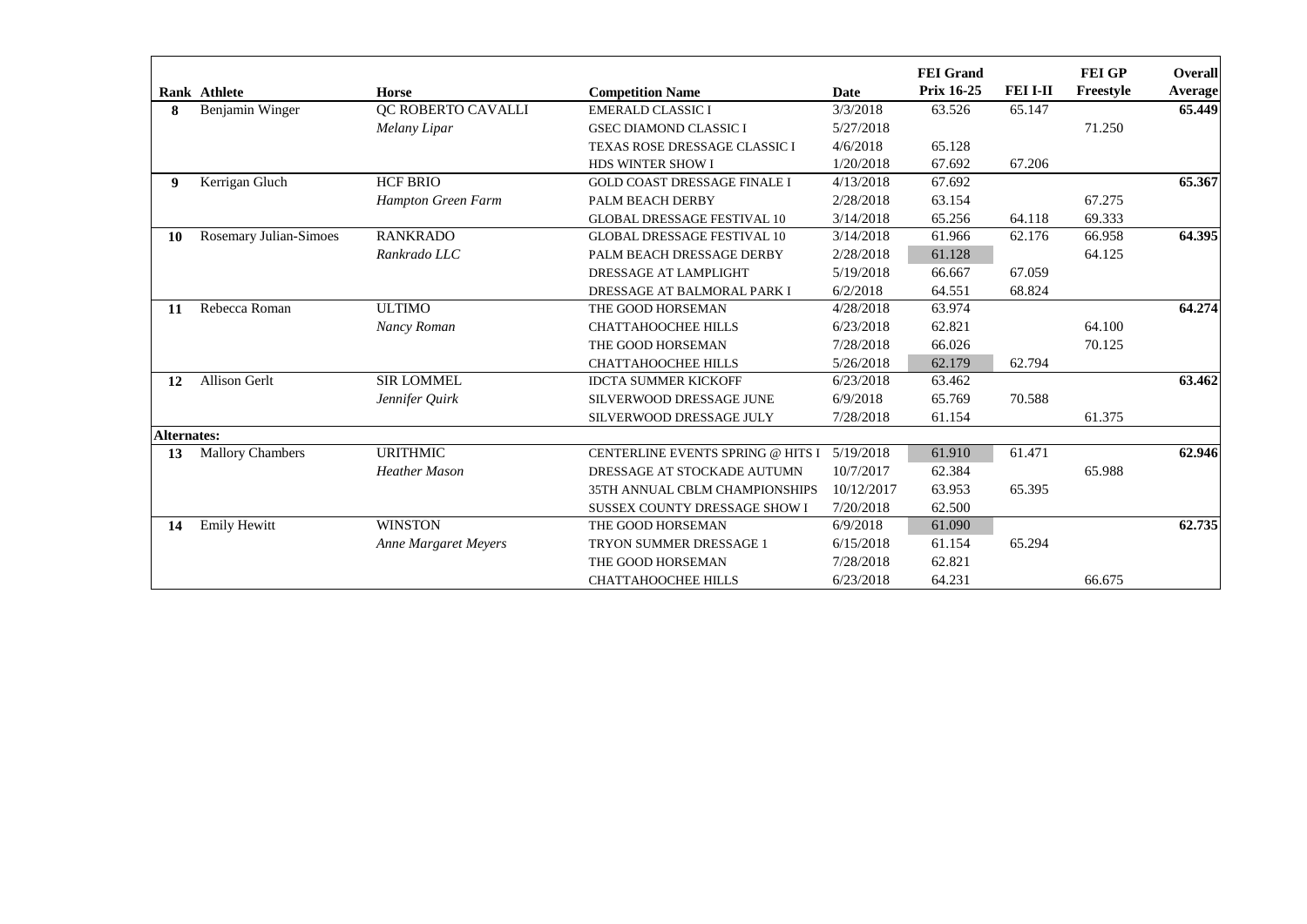| Rank | Athlete | Horse | Competition Name | Date | FEI Grand Prix 16-25 | FEI I-II | FEI GP Freestyle | Overall Average |
|---|---|---|---|---|---|---|---|---|
| **8** | Benjamin Winger | QC ROBERTO CAVALLI | EMERALD CLASSIC I | 3/3/2018 | 63.526 | 65.147 | | **65.449** |
| | | *Melany Lipar* | GSEC DIAMOND CLASSIC I | 5/27/2018 | | | 71.250 | |
| | | | TEXAS ROSE DRESSAGE CLASSIC I | 4/6/2018 | 65.128 | | | |
| | | | HDS WINTER SHOW I | 1/20/2018 | 67.692 | 67.206 | | |
| **9** | Kerrigan Gluch | HCF BRIO | GOLD COAST DRESSAGE FINALE I | 4/13/2018 | 67.692 | | | **65.367** |
| | | *Hampton Green Farm* | PALM BEACH DERBY | 2/28/2018 | 63.154 | | 67.275 | |
| | | | GLOBAL DRESSAGE FESTIVAL 10 | 3/14/2018 | 65.256 | 64.118 | 69.333 | |
| **10** | Rosemary Julian-Simoes | RANKRADO | GLOBAL DRESSAGE FESTIVAL 10 | 3/14/2018 | 61.966 | 62.176 | 66.958 | **64.395** |
| | | *Rankrado LLC* | PALM BEACH DRESSAGE DERBY | 2/28/2018 | 61.128 | | 64.125 | |
| | | | DRESSAGE AT LAMPLIGHT | 5/19/2018 | 66.667 | 67.059 | | |
| | | | DRESSAGE AT BALMORAL PARK I | 6/2/2018 | 64.551 | 68.824 | | |
| **11** | Rebecca Roman | ULTIMO | THE GOOD HORSEMAN | 4/28/2018 | 63.974 | | | **64.274** |
| | | *Nancy Roman* | CHATTAHOOCHEE HILLS | 6/23/2018 | 62.821 | | 64.100 | |
| | | | THE GOOD HORSEMAN | 7/28/2018 | 66.026 | | 70.125 | |
| | | | CHATTAHOOCHEE HILLS | 5/26/2018 | 62.179 | 62.794 | | |
| **12** | Allison Gerlt | SIR LOMMEL | IDCTA SUMMER KICKOFF | 6/23/2018 | 63.462 | | | **63.462** |
| | | *Jennifer Quirk* | SILVERWOOD DRESSAGE JUNE | 6/9/2018 | 65.769 | 70.588 | | |
| | | | SILVERWOOD DRESSAGE JULY | 7/28/2018 | 61.154 | | 61.375 | |
| **Alternates:** | | | | | | | | |
| **13** | Mallory Chambers | URITHMIC | CENTERLINE EVENTS SPRING @ HITS I | 5/19/2018 | 61.910 | 61.471 | | **62.946** |
| | | *Heather Mason* | DRESSAGE AT STOCKADE AUTUMN | 10/7/2017 | 62.384 | | 65.988 | |
| | | | 35TH ANNUAL CBLM CHAMPIONSHIPS | 10/12/2017 | 63.953 | 65.395 | | |
| | | | SUSSEX COUNTY DRESSAGE SHOW I | 7/20/2018 | 62.500 | | | |
| **14** | Emily Hewitt | WINSTON | THE GOOD HORSEMAN | 6/9/2018 | 61.090 | | | **62.735** |
| | | *Anne Margaret Meyers* | TRYON SUMMER DRESSAGE 1 | 6/15/2018 | 61.154 | 65.294 | | |
| | | | THE GOOD HORSEMAN | 7/28/2018 | 62.821 | | | |
| | | | CHATTAHOOCHEE HILLS | 6/23/2018 | 64.231 | | 66.675 | |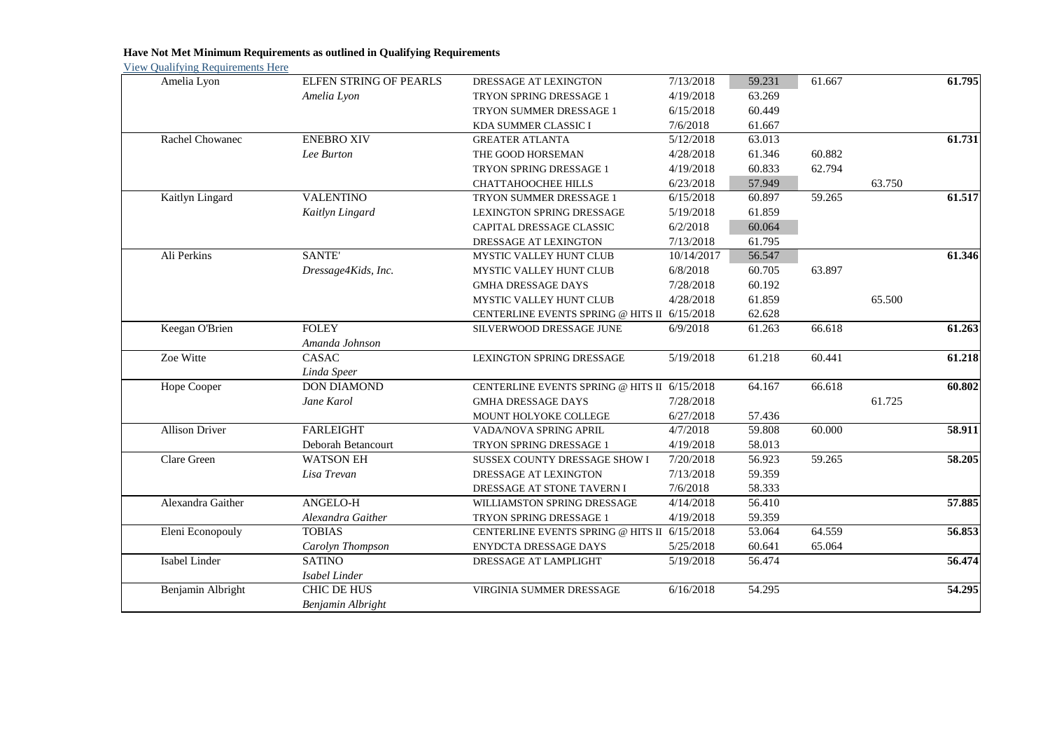**Have Not Met Minimum Requirements as outlined in Qualifying Requirements**

[View Qualifying Requirements Here]

| | | | | | | | |
|---|---|---|---|---|---|---|---|
| Amelia Lyon | ELFEN STRING OF PEARLS | DRESSAGE AT LEXINGTON | 7/13/2018 | 59.231 | 61.667 | | **61.795** |
| | *Amelia Lyon* | TRYON SPRING DRESSAGE 1 | 4/19/2018 | 63.269 | | | |
| | | TRYON SUMMER DRESSAGE 1 | 6/15/2018 | 60.449 | | | |
| | | KDA SUMMER CLASSIC I | 7/6/2018 | 61.667 | | | |
| Rachel Chowanec | ENEBRO XIV | GREATER ATLANTA | 5/12/2018 | 63.013 | | | **61.731** |
| | *Lee Burton* | THE GOOD HORSEMAN | 4/28/2018 | 61.346 | 60.882 | | |
| | | TRYON SPRING DRESSAGE 1 | 4/19/2018 | 60.833 | 62.794 | | |
| | | CHATTAHOOCHEE HILLS | 6/23/2018 | 57.949 | | 63.750 | |
| Kaitlyn Lingard | VALENTINO | TRYON SUMMER DRESSAGE 1 | 6/15/2018 | 60.897 | 59.265 | | **61.517** |
| | *Kaitlyn Lingard* | LEXINGTON SPRING DRESSAGE | 5/19/2018 | 61.859 | | | |
| | | CAPITAL DRESSAGE CLASSIC | 6/2/2018 | 60.064 | | | |
| | | DRESSAGE AT LEXINGTON | 7/13/2018 | 61.795 | | | |
| Ali Perkins | SANTE' | MYSTIC VALLEY HUNT CLUB | 10/14/2017 | 56.547 | | | **61.346** |
| | *Dressage4Kids, Inc.* | MYSTIC VALLEY HUNT CLUB | 6/8/2018 | 60.705 | 63.897 | | |
| | | GMHA DRESSAGE DAYS | 7/28/2018 | 60.192 | | | |
| | | MYSTIC VALLEY HUNT CLUB | 4/28/2018 | 61.859 | | 65.500 | |
| | | CENTERLINE EVENTS SPRING @ HITS II | 6/15/2018 | 62.628 | | | |
| Keegan O'Brien | FOLEY | SILVERWOOD DRESSAGE JUNE | 6/9/2018 | 61.263 | 66.618 | | **61.263** |
| | *Amanda Johnson* | | | | | | |
| Zoe Witte | CASAC | LEXINGTON SPRING DRESSAGE | 5/19/2018 | 61.218 | 60.441 | | **61.218** |
| | *Linda Speer* | | | | | | |
| Hope Cooper | DON DIAMOND | CENTERLINE EVENTS SPRING @ HITS II | 6/15/2018 | 64.167 | 66.618 | | **60.802** |
| | *Jane Karol* | GMHA DRESSAGE DAYS | 7/28/2018 | | | 61.725 | |
| | | MOUNT HOLYOKE COLLEGE | 6/27/2018 | 57.436 | | | |
| Allison Driver | FARLEIGHT | VADA/NOVA SPRING APRIL | 4/7/2018 | 59.808 | 60.000 | | **58.911** |
| | Deborah Betancourt | TRYON SPRING DRESSAGE 1 | 4/19/2018 | 58.013 | | | |
| Clare Green | WATSON EH | SUSSEX COUNTY DRESSAGE SHOW I | 7/20/2018 | 56.923 | 59.265 | | **58.205** |
| | *Lisa Trevan* | DRESSAGE AT LEXINGTON | 7/13/2018 | 59.359 | | | |
| | | DRESSAGE AT STONE TAVERN I | 7/6/2018 | 58.333 | | | |
| Alexandra Gaither | ANGELO-H | WILLIAMSTON SPRING DRESSAGE | 4/14/2018 | 56.410 | | | **57.885** |
| | *Alexandra Gaither* | TRYON SPRING DRESSAGE 1 | 4/19/2018 | 59.359 | | | |
| Eleni Econopouly | TOBIAS | CENTERLINE EVENTS SPRING @ HITS II | 6/15/2018 | 53.064 | 64.559 | | **56.853** |
| | *Carolyn Thompson* | ENYDCTA DRESSAGE DAYS | 5/25/2018 | 60.641 | 65.064 | | |
| Isabel Linder | SATINO | DRESSAGE AT LAMPLIGHT | 5/19/2018 | 56.474 | | | **56.474** |
| | *Isabel Linder* | | | | | | |
| Benjamin Albright | CHIC DE HUS | VIRGINIA SUMMER DRESSAGE | 6/16/2018 | 54.295 | | | **54.295** |
| | *Benjamin Albright* | | | | | | |